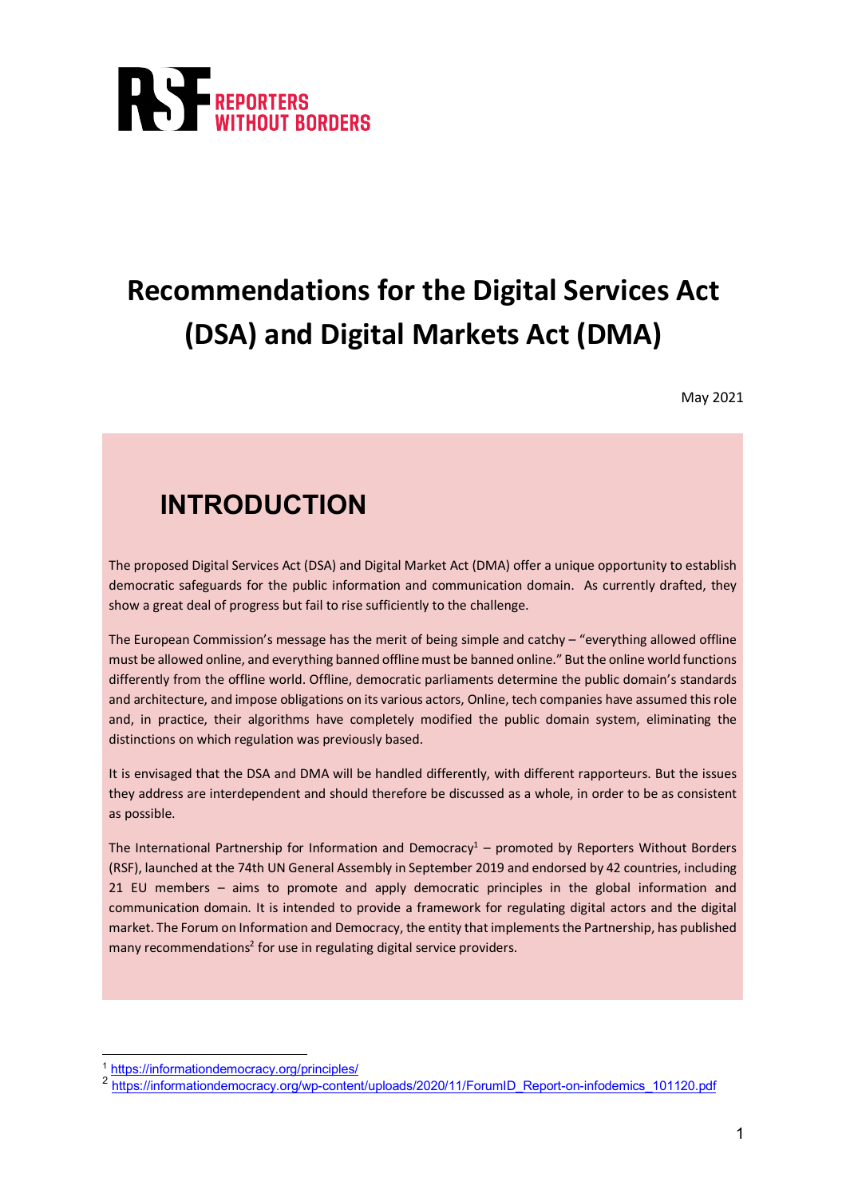RSF REPORTERS WITHOUT BORDERS

# Recommendations for the Digital Services Act (DSA) and Digital Markets Act (DMA)

May 2021

## INTRODUCTION

The proposed Digital Services Act (DSA) and Digital Market Act (DMA) offer a unique opportunity to establish democratic safeguards for the public information and communication domain. As currently drafted, they show a great deal of progress but fail to rise sufficiently to the challenge.

The European Commission's message has the merit of being simple and catchy – "everything allowed offline must be allowed online, and everything banned offline must be banned online." But the online world functions differently from the offline world. Offline, democratic parliaments determine the public domain's standards and architecture, and impose obligations on its various actors, Online, tech companies have assumed this role and, in practice, their algorithms have completely modified the public domain system, eliminating the distinctions on which regulation was previously based.

It is envisaged that the DSA and DMA will be handled differently, with different rapporteurs. But the issues they address are interdependent and should therefore be discussed as a whole, in order to be as consistent as possible.

The International Partnership for Information and Democracy[1] – promoted by Reporters Without Borders (RSF), launched at the 74th UN General Assembly in September 2019 and endorsed by 42 countries, including 21 EU members – aims to promote and apply democratic principles in the global information and communication domain. It is intended to provide a framework for regulating digital actors and the digital market. The Forum on Information and Democracy, the entity that implements the Partnership, has published many recommendations[2] for use in regulating digital service providers.

[1] https://informationdemocracy.org/principles/

[2] https://informationdemocracy.org/wp-content/uploads/2020/11/ForumID_Report-on-infodemics_101120.pdf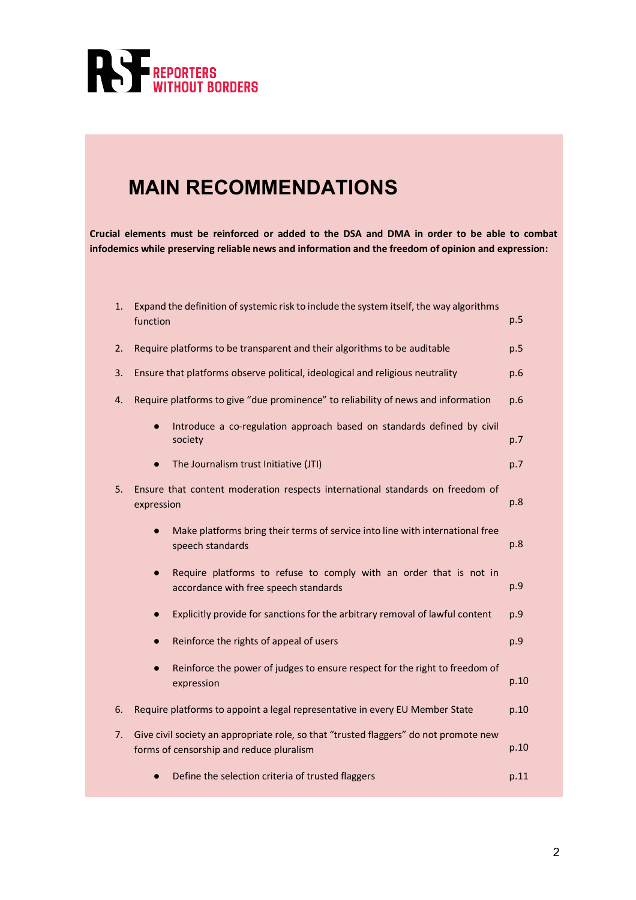REPORTERS WITHOUT BORDERS

# MAIN RECOMMENDATIONS

**Crucial elements must be reinforced or added to the DSA and DMA in order to be able to combat infodemics while preserving reliable news and information and the freedom of opinion and expression:**

1. Expand the definition of systemic risk to include the system itself, the way algorithms function — p.5
2. Require platforms to be transparent and their algorithms to be auditable — p.5
3. Ensure that platforms observe political, ideological and religious neutrality — p.6
4. Require platforms to give "due prominence" to reliability of news and information — p.6
   - Introduce a co-regulation approach based on standards defined by civil society — p.7
   - The Journalism trust Initiative (JTI) — p.7
5. Ensure that content moderation respects international standards on freedom of expression — p.8
   - Make platforms bring their terms of service into line with international free speech standards — p.8
   - Require platforms to refuse to comply with an order that is not in accordance with free speech standards — p.9
   - Explicitly provide for sanctions for the arbitrary removal of lawful content — p.9
   - Reinforce the rights of appeal of users — p.9
   - Reinforce the power of judges to ensure respect for the right to freedom of expression — p.10
6. Require platforms to appoint a legal representative in every EU Member State — p.10
7. Give civil society an appropriate role, so that "trusted flaggers" do not promote new forms of censorship and reduce pluralism — p.10
   - Define the selection criteria of trusted flaggers — p.11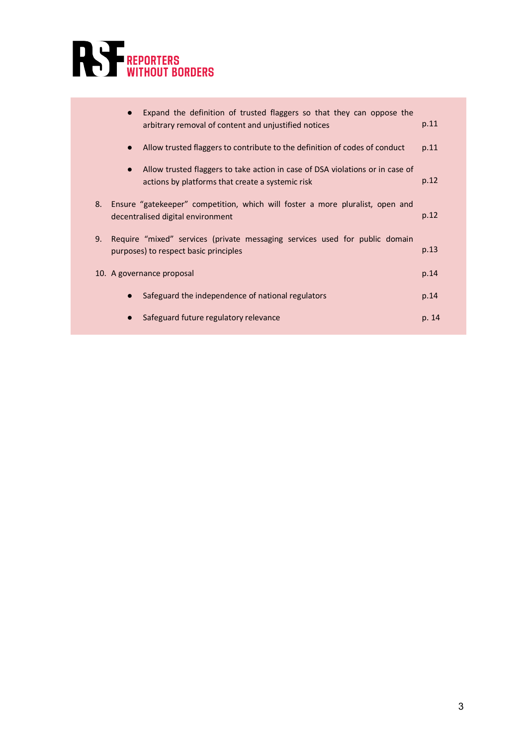- Expand the definition of trusted flaggers so that they can oppose the arbitrary removal of content and unjustified notices p.11
- Allow trusted flaggers to contribute to the definition of codes of conduct p.11
- Allow trusted flaggers to take action in case of DSA violations or in case of actions by platforms that create a systemic risk p.12

8. Ensure “gatekeeper” competition, which will foster a more pluralist, open and decentralised digital environment p.12
9. Require “mixed” services (private messaging services used for public domain purposes) to respect basic principles p.13
10. A governance proposal p.14
    - Safeguard the independence of national regulators p.14
    - Safeguard future regulatory relevance p. 14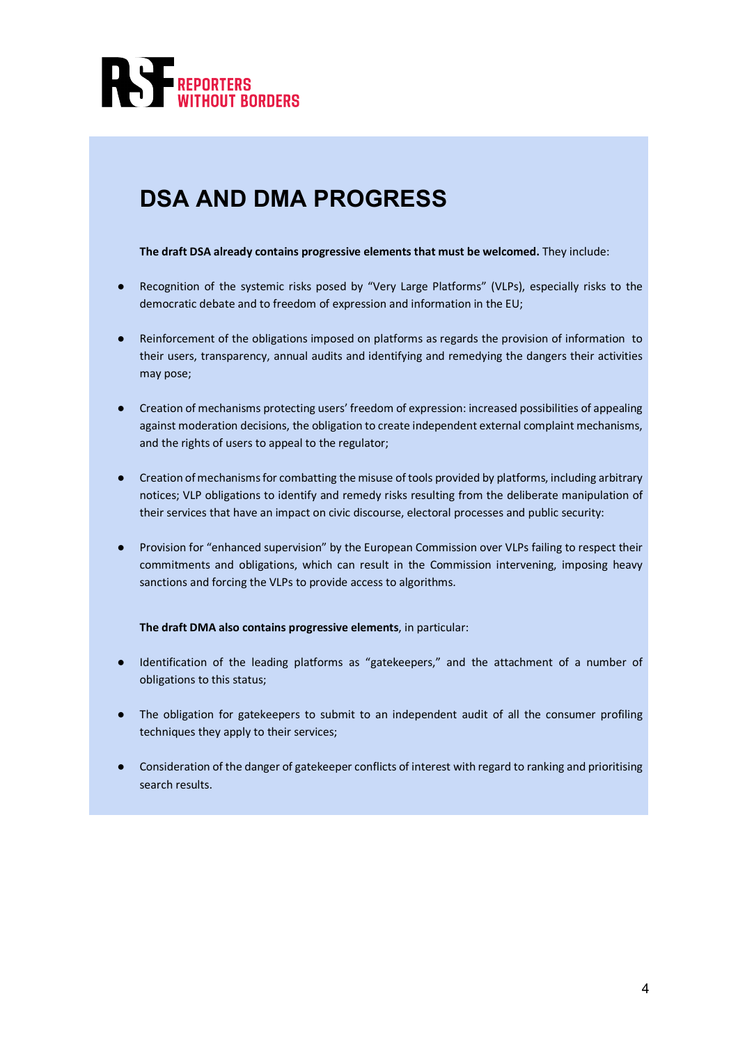# DSA AND DMA PROGRESS

**The draft DSA already contains progressive elements that must be welcomed.** They include:

- Recognition of the systemic risks posed by "Very Large Platforms" (VLPs), especially risks to the democratic debate and to freedom of expression and information in the EU;

- Reinforcement of the obligations imposed on platforms as regards the provision of information to their users, transparency, annual audits and identifying and remedying the dangers their activities may pose;

- Creation of mechanisms protecting users' freedom of expression: increased possibilities of appealing against moderation decisions, the obligation to create independent external complaint mechanisms, and the rights of users to appeal to the regulator;

- Creation of mechanisms for combatting the misuse of tools provided by platforms, including arbitrary notices; VLP obligations to identify and remedy risks resulting from the deliberate manipulation of their services that have an impact on civic discourse, electoral processes and public security:

- Provision for "enhanced supervision" by the European Commission over VLPs failing to respect their commitments and obligations, which can result in the Commission intervening, imposing heavy sanctions and forcing the VLPs to provide access to algorithms.

**The draft DMA also contains progressive elements**, in particular:

- Identification of the leading platforms as "gatekeepers," and the attachment of a number of obligations to this status;

- The obligation for gatekeepers to submit to an independent audit of all the consumer profiling techniques they apply to their services;

- Consideration of the danger of gatekeeper conflicts of interest with regard to ranking and prioritising search results.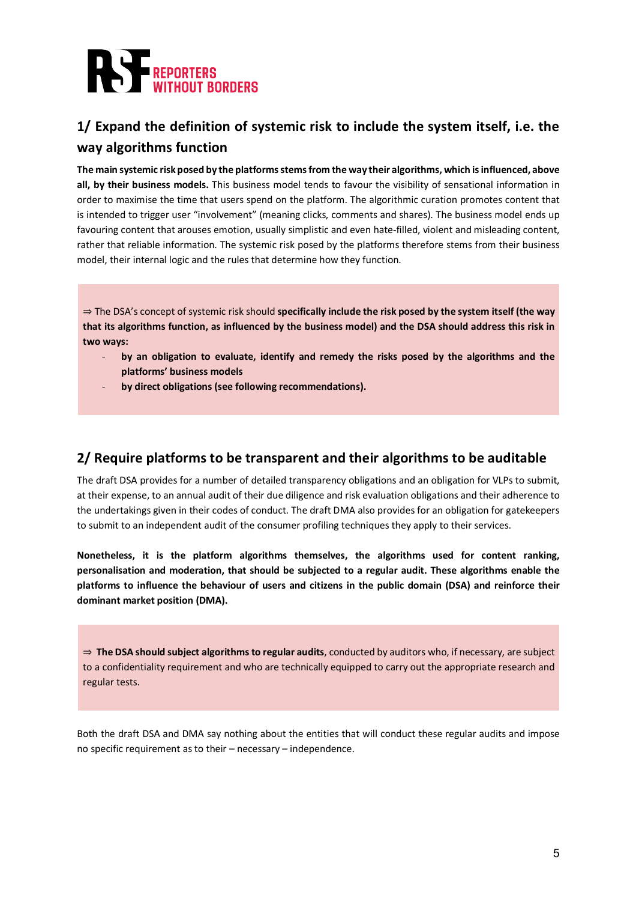## 1/ Expand the definition of systemic risk to include the system itself, i.e. the way algorithms function

**The main systemic risk posed by the platforms stems from the way their algorithms, which is influenced, above all, by their business models.** This business model tends to favour the visibility of sensational information in order to maximise the time that users spend on the platform. The algorithmic curation promotes content that is intended to trigger user "involvement" (meaning clicks, comments and shares). The business model ends up favouring content that arouses emotion, usually simplistic and even hate-filled, violent and misleading content, rather that reliable information. The systemic risk posed by the platforms therefore stems from their business model, their internal logic and the rules that determine how they function.

⇒ The DSA's concept of systemic risk should **specifically include the risk posed by the system itself (the way that its algorithms function, as influenced by the business model) and the DSA should address this risk in two ways:**

- **by an obligation to evaluate, identify and remedy the risks posed by the algorithms and the platforms' business models**
- **by direct obligations (see following recommendations).**

## 2/ Require platforms to be transparent and their algorithms to be auditable

The draft DSA provides for a number of detailed transparency obligations and an obligation for VLPs to submit, at their expense, to an annual audit of their due diligence and risk evaluation obligations and their adherence to the undertakings given in their codes of conduct. The draft DMA also provides for an obligation for gatekeepers to submit to an independent audit of the consumer profiling techniques they apply to their services.

**Nonetheless, it is the platform algorithms themselves, the algorithms used for content ranking, personalisation and moderation, that should be subjected to a regular audit. These algorithms enable the platforms to influence the behaviour of users and citizens in the public domain (DSA) and reinforce their dominant market position (DMA).**

⇒ **The DSA should subject algorithms to regular audits**, conducted by auditors who, if necessary, are subject to a confidentiality requirement and who are technically equipped to carry out the appropriate research and regular tests.

Both the draft DSA and DMA say nothing about the entities that will conduct these regular audits and impose no specific requirement as to their – necessary – independence.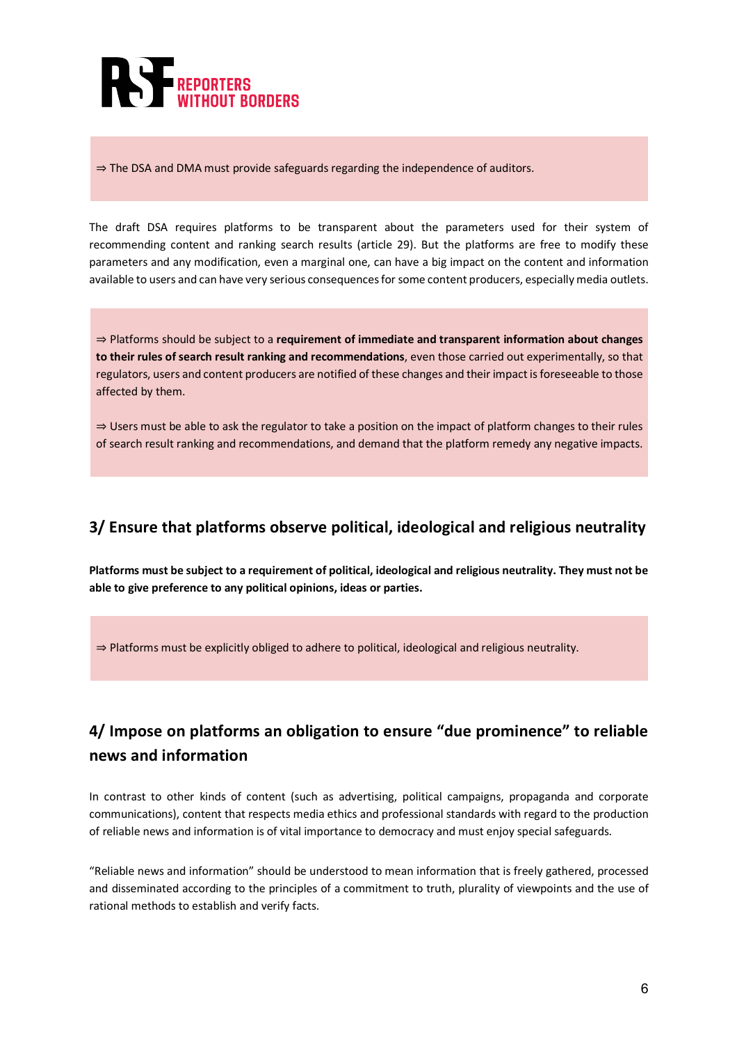⇒ The DSA and DMA must provide safeguards regarding the independence of auditors.

The draft DSA requires platforms to be transparent about the parameters used for their system of recommending content and ranking search results (article 29). But the platforms are free to modify these parameters and any modification, even a marginal one, can have a big impact on the content and information available to users and can have very serious consequences for some content producers, especially media outlets.

⇒ Platforms should be subject to a **requirement of immediate and transparent information about changes to their rules of search result ranking and recommendations**, even those carried out experimentally, so that regulators, users and content producers are notified of these changes and their impact is foreseeable to those affected by them.

⇒ Users must be able to ask the regulator to take a position on the impact of platform changes to their rules of search result ranking and recommendations, and demand that the platform remedy any negative impacts.

## 3/ Ensure that platforms observe political, ideological and religious neutrality

**Platforms must be subject to a requirement of political, ideological and religious neutrality. They must not be able to give preference to any political opinions, ideas or parties.**

⇒ Platforms must be explicitly obliged to adhere to political, ideological and religious neutrality.

## 4/ Impose on platforms an obligation to ensure "due prominence" to reliable news and information

In contrast to other kinds of content (such as advertising, political campaigns, propaganda and corporate communications), content that respects media ethics and professional standards with regard to the production of reliable news and information is of vital importance to democracy and must enjoy special safeguards.

"Reliable news and information" should be understood to mean information that is freely gathered, processed and disseminated according to the principles of a commitment to truth, plurality of viewpoints and the use of rational methods to establish and verify facts.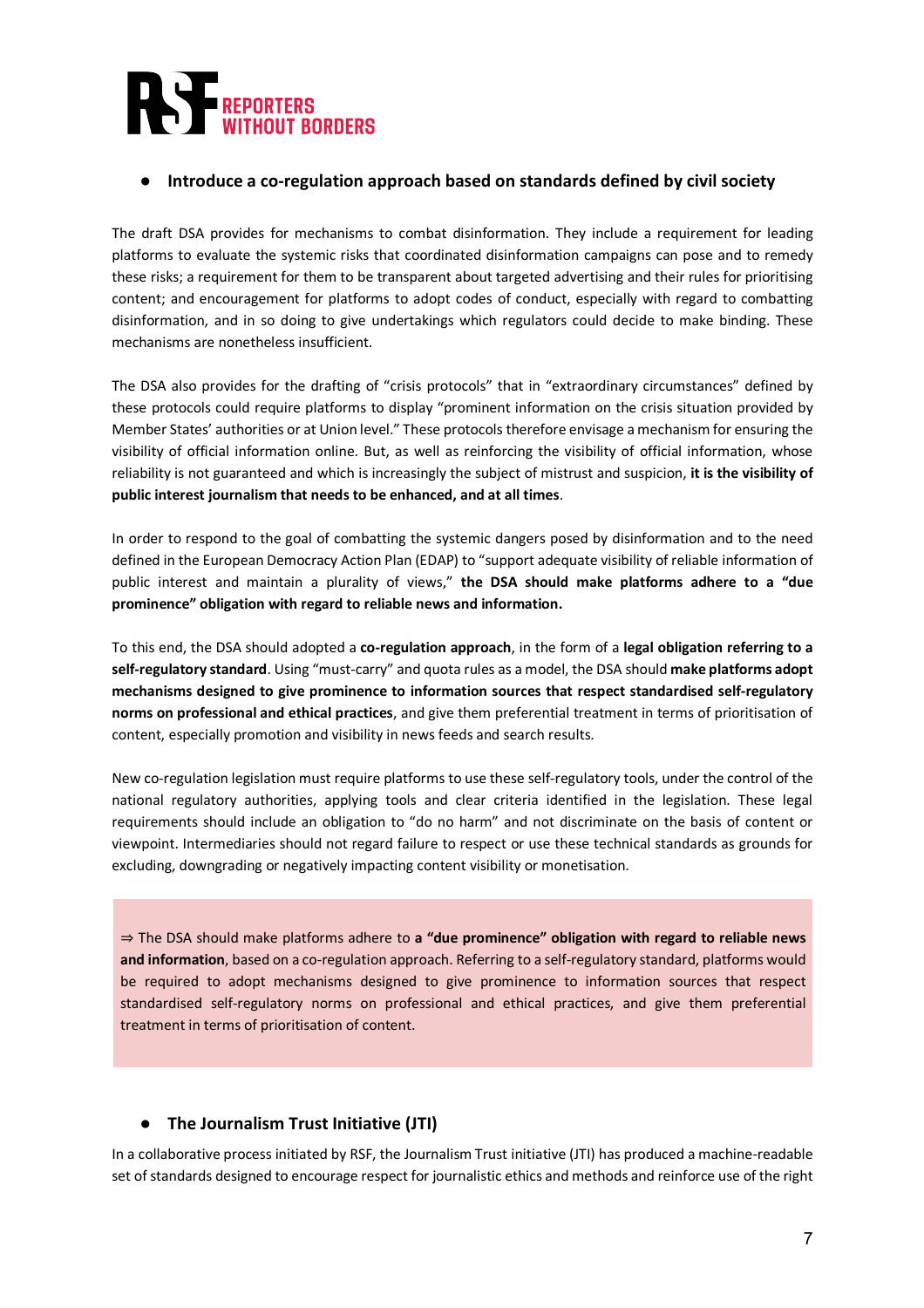- **Introduce a co-regulation approach based on standards defined by civil society**

The draft DSA provides for mechanisms to combat disinformation. They include a requirement for leading platforms to evaluate the systemic risks that coordinated disinformation campaigns can pose and to remedy these risks; a requirement for them to be transparent about targeted advertising and their rules for prioritising content; and encouragement for platforms to adopt codes of conduct, especially with regard to combatting disinformation, and in so doing to give undertakings which regulators could decide to make binding. These mechanisms are nonetheless insufficient.

The DSA also provides for the drafting of "crisis protocols" that in "extraordinary circumstances" defined by these protocols could require platforms to display "prominent information on the crisis situation provided by Member States' authorities or at Union level." These protocols therefore envisage a mechanism for ensuring the visibility of official information online. But, as well as reinforcing the visibility of official information, whose reliability is not guaranteed and which is increasingly the subject of mistrust and suspicion, **it is the visibility of public interest journalism that needs to be enhanced, and at all times**.

In order to respond to the goal of combatting the systemic dangers posed by disinformation and to the need defined in the European Democracy Action Plan (EDAP) to "support adequate visibility of reliable information of public interest and maintain a plurality of views," **the DSA should make platforms adhere to a "due prominence" obligation with regard to reliable news and information.**

To this end, the DSA should adopted a **co-regulation approach**, in the form of a **legal obligation referring to a self-regulatory standard**. Using "must-carry" and quota rules as a model, the DSA should **make platforms adopt mechanisms designed to give prominence to information sources that respect standardised self-regulatory norms on professional and ethical practices**, and give them preferential treatment in terms of prioritisation of content, especially promotion and visibility in news feeds and search results.

New co-regulation legislation must require platforms to use these self-regulatory tools, under the control of the national regulatory authorities, applying tools and clear criteria identified in the legislation. These legal requirements should include an obligation to "do no harm" and not discriminate on the basis of content or viewpoint. Intermediaries should not regard failure to respect or use these technical standards as grounds for excluding, downgrading or negatively impacting content visibility or monetisation.

> ⇒ The DSA should make platforms adhere to **a "due prominence" obligation with regard to reliable news and information**, based on a co-regulation approach. Referring to a self-regulatory standard, platforms would be required to adopt mechanisms designed to give prominence to information sources that respect standardised self-regulatory norms on professional and ethical practices, and give them preferential treatment in terms of prioritisation of content.

- **The Journalism Trust Initiative (JTI)**

In a collaborative process initiated by RSF, the Journalism Trust initiative (JTI) has produced a machine-readable set of standards designed to encourage respect for journalistic ethics and methods and reinforce use of the right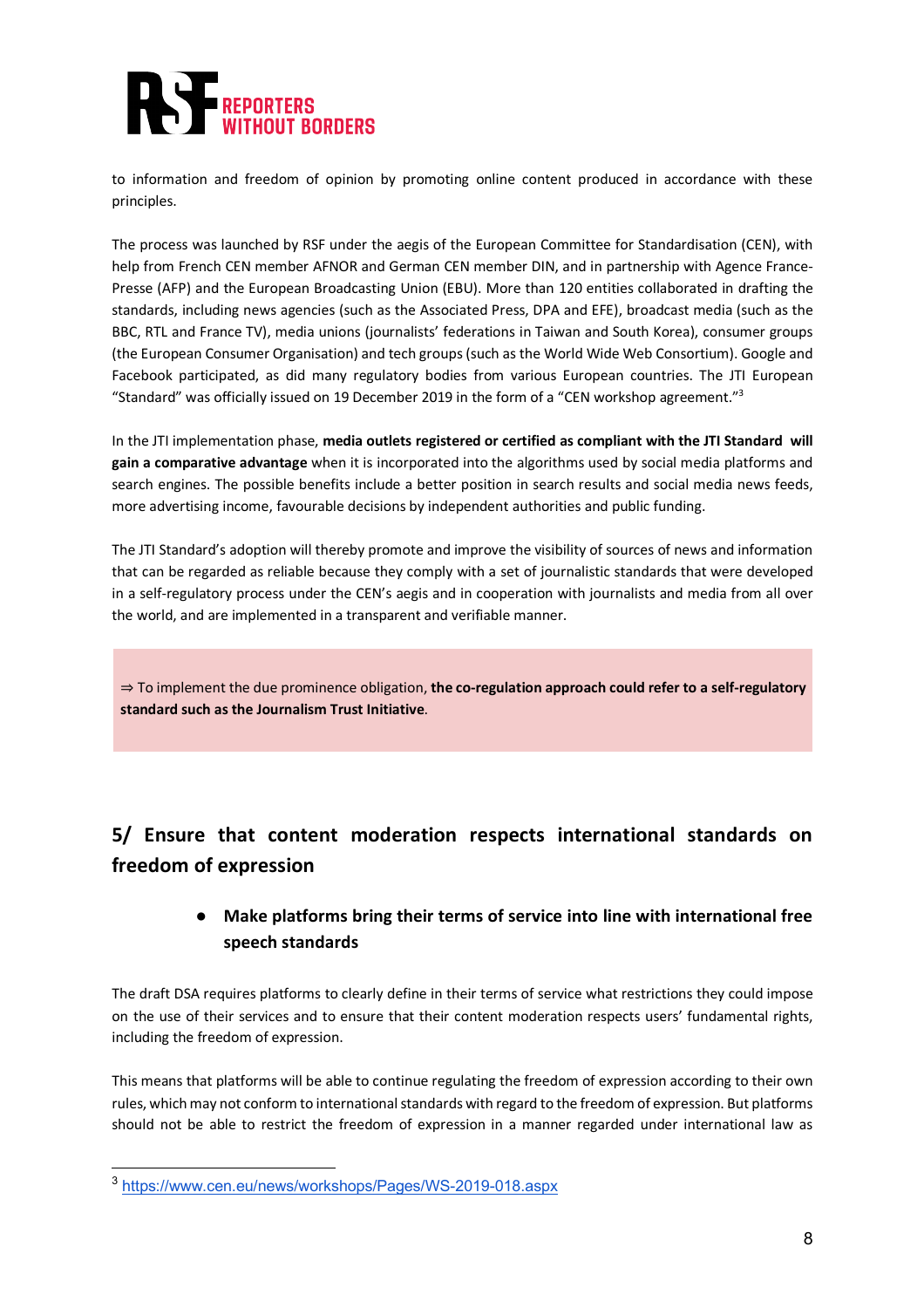to information and freedom of opinion by promoting online content produced in accordance with these principles.

The process was launched by RSF under the aegis of the European Committee for Standardisation (CEN), with help from French CEN member AFNOR and German CEN member DIN, and in partnership with Agence France-Presse (AFP) and the European Broadcasting Union (EBU). More than 120 entities collaborated in drafting the standards, including news agencies (such as the Associated Press, DPA and EFE), broadcast media (such as the BBC, RTL and France TV), media unions (journalists' federations in Taiwan and South Korea), consumer groups (the European Consumer Organisation) and tech groups (such as the World Wide Web Consortium). Google and Facebook participated, as did many regulatory bodies from various European countries. The JTI European "Standard" was officially issued on 19 December 2019 in the form of a "CEN workshop agreement."[3]

In the JTI implementation phase, **media outlets registered or certified as compliant with the JTI Standard will gain a comparative advantage** when it is incorporated into the algorithms used by social media platforms and search engines. The possible benefits include a better position in search results and social media news feeds, more advertising income, favourable decisions by independent authorities and public funding.

The JTI Standard's adoption will thereby promote and improve the visibility of sources of news and information that can be regarded as reliable because they comply with a set of journalistic standards that were developed in a self-regulatory process under the CEN's aegis and in cooperation with journalists and media from all over the world, and are implemented in a transparent and verifiable manner.

⇒ To implement the due prominence obligation, **the co-regulation approach could refer to a self-regulatory standard such as the Journalism Trust Initiative**.

## 5/ Ensure that content moderation respects international standards on freedom of expression

- **Make platforms bring their terms of service into line with international free speech standards**

The draft DSA requires platforms to clearly define in their terms of service what restrictions they could impose on the use of their services and to ensure that their content moderation respects users' fundamental rights, including the freedom of expression.

This means that platforms will be able to continue regulating the freedom of expression according to their own rules, which may not conform to international standards with regard to the freedom of expression. But platforms should not be able to restrict the freedom of expression in a manner regarded under international law as

---

[3] https://www.cen.eu/news/workshops/Pages/WS-2019-018.aspx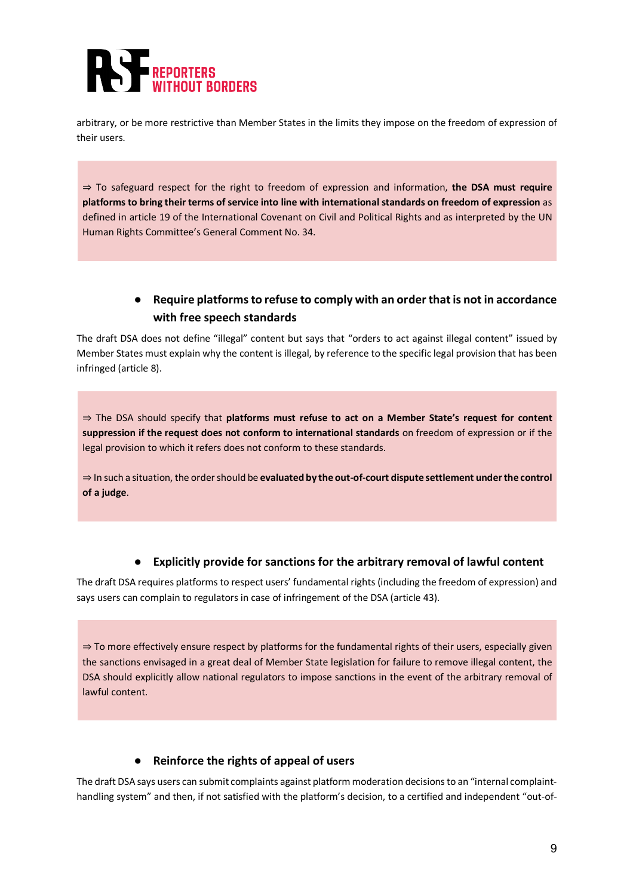arbitrary, or be more restrictive than Member States in the limits they impose on the freedom of expression of their users.

⇒ To safeguard respect for the right to freedom of expression and information, **the DSA must require platforms to bring their terms of service into line with international standards on freedom of expression** as defined in article 19 of the International Covenant on Civil and Political Rights and as interpreted by the UN Human Rights Committee's General Comment No. 34.

- **Require platforms to refuse to comply with an order that is not in accordance with free speech standards**

The draft DSA does not define "illegal" content but says that "orders to act against illegal content" issued by Member States must explain why the content is illegal, by reference to the specific legal provision that has been infringed (article 8).

⇒ The DSA should specify that **platforms must refuse to act on a Member State's request for content suppression if the request does not conform to international standards** on freedom of expression or if the legal provision to which it refers does not conform to these standards.

⇒ In such a situation, the order should be **evaluated by the out-of-court dispute settlement under the control of a judge**.

- **Explicitly provide for sanctions for the arbitrary removal of lawful content**

The draft DSA requires platforms to respect users' fundamental rights (including the freedom of expression) and says users can complain to regulators in case of infringement of the DSA (article 43).

⇒ To more effectively ensure respect by platforms for the fundamental rights of their users, especially given the sanctions envisaged in a great deal of Member State legislation for failure to remove illegal content, the DSA should explicitly allow national regulators to impose sanctions in the event of the arbitrary removal of lawful content.

- **Reinforce the rights of appeal of users**

The draft DSA says users can submit complaints against platform moderation decisions to an "internal complaint-handling system" and then, if not satisfied with the platform's decision, to a certified and independent "out-of-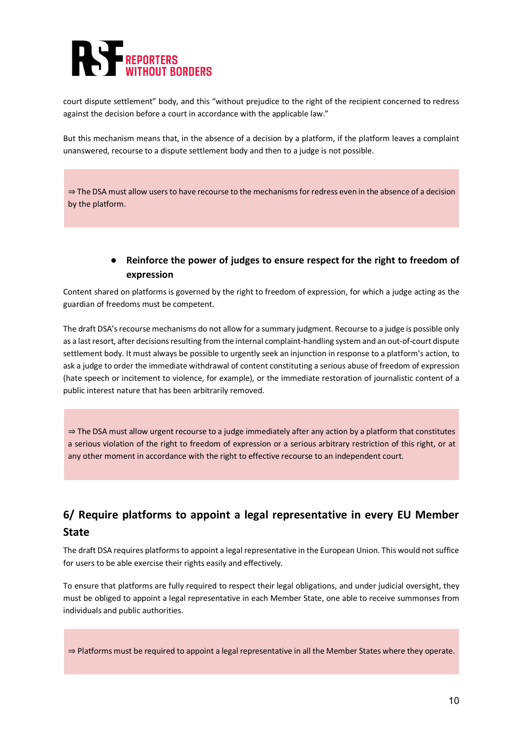court dispute settlement" body, and this "without prejudice to the right of the recipient concerned to redress against the decision before a court in accordance with the applicable law."

But this mechanism means that, in the absence of a decision by a platform, if the platform leaves a complaint unanswered, recourse to a dispute settlement body and then to a judge is not possible.

> ⇒ The DSA must allow users to have recourse to the mechanisms for redress even in the absence of a decision by the platform.

- **Reinforce the power of judges to ensure respect for the right to freedom of expression**

Content shared on platforms is governed by the right to freedom of expression, for which a judge acting as the guardian of freedoms must be competent.

The draft DSA's recourse mechanisms do not allow for a summary judgment. Recourse to a judge is possible only as a last resort, after decisions resulting from the internal complaint-handling system and an out-of-court dispute settlement body. It must always be possible to urgently seek an injunction in response to a platform's action, to ask a judge to order the immediate withdrawal of content constituting a serious abuse of freedom of expression (hate speech or incitement to violence, for example), or the immediate restoration of journalistic content of a public interest nature that has been arbitrarily removed.

> ⇒ The DSA must allow urgent recourse to a judge immediately after any action by a platform that constitutes a serious violation of the right to freedom of expression or a serious arbitrary restriction of this right, or at any other moment in accordance with the right to effective recourse to an independent court.

## 6/ Require platforms to appoint a legal representative in every EU Member State

The draft DSA requires platforms to appoint a legal representative in the European Union. This would not suffice for users to be able exercise their rights easily and effectively.

To ensure that platforms are fully required to respect their legal obligations, and under judicial oversight, they must be obliged to appoint a legal representative in each Member State, one able to receive summonses from individuals and public authorities.

> ⇒ Platforms must be required to appoint a legal representative in all the Member States where they operate.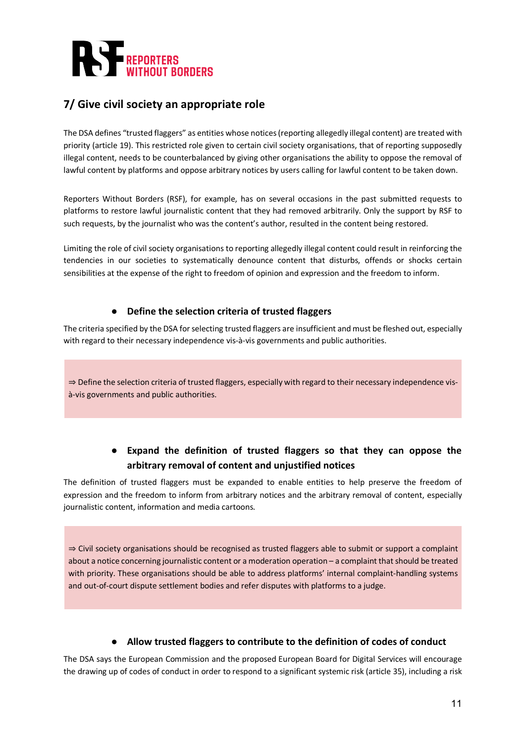## 7/ Give civil society an appropriate role

The DSA defines "trusted flaggers" as entities whose notices (reporting allegedly illegal content) are treated with priority (article 19). This restricted role given to certain civil society organisations, that of reporting supposedly illegal content, needs to be counterbalanced by giving other organisations the ability to oppose the removal of lawful content by platforms and oppose arbitrary notices by users calling for lawful content to be taken down.

Reporters Without Borders (RSF), for example, has on several occasions in the past submitted requests to platforms to restore lawful journalistic content that they had removed arbitrarily. Only the support by RSF to such requests, by the journalist who was the content's author, resulted in the content being restored.

Limiting the role of civil society organisations to reporting allegedly illegal content could result in reinforcing the tendencies in our societies to systematically denounce content that disturbs, offends or shocks certain sensibilities at the expense of the right to freedom of opinion and expression and the freedom to inform.

- **Define the selection criteria of trusted flaggers**

The criteria specified by the DSA for selecting trusted flaggers are insufficient and must be fleshed out, especially with regard to their necessary independence vis-à-vis governments and public authorities.

> ⇒ Define the selection criteria of trusted flaggers, especially with regard to their necessary independence vis-à-vis governments and public authorities.

- **Expand the definition of trusted flaggers so that they can oppose the arbitrary removal of content and unjustified notices**

The definition of trusted flaggers must be expanded to enable entities to help preserve the freedom of expression and the freedom to inform from arbitrary notices and the arbitrary removal of content, especially journalistic content, information and media cartoons.

> ⇒ Civil society organisations should be recognised as trusted flaggers able to submit or support a complaint about a notice concerning journalistic content or a moderation operation – a complaint that should be treated with priority. These organisations should be able to address platforms' internal complaint-handling systems and out-of-court dispute settlement bodies and refer disputes with platforms to a judge.

- **Allow trusted flaggers to contribute to the definition of codes of conduct**

The DSA says the European Commission and the proposed European Board for Digital Services will encourage the drawing up of codes of conduct in order to respond to a significant systemic risk (article 35), including a risk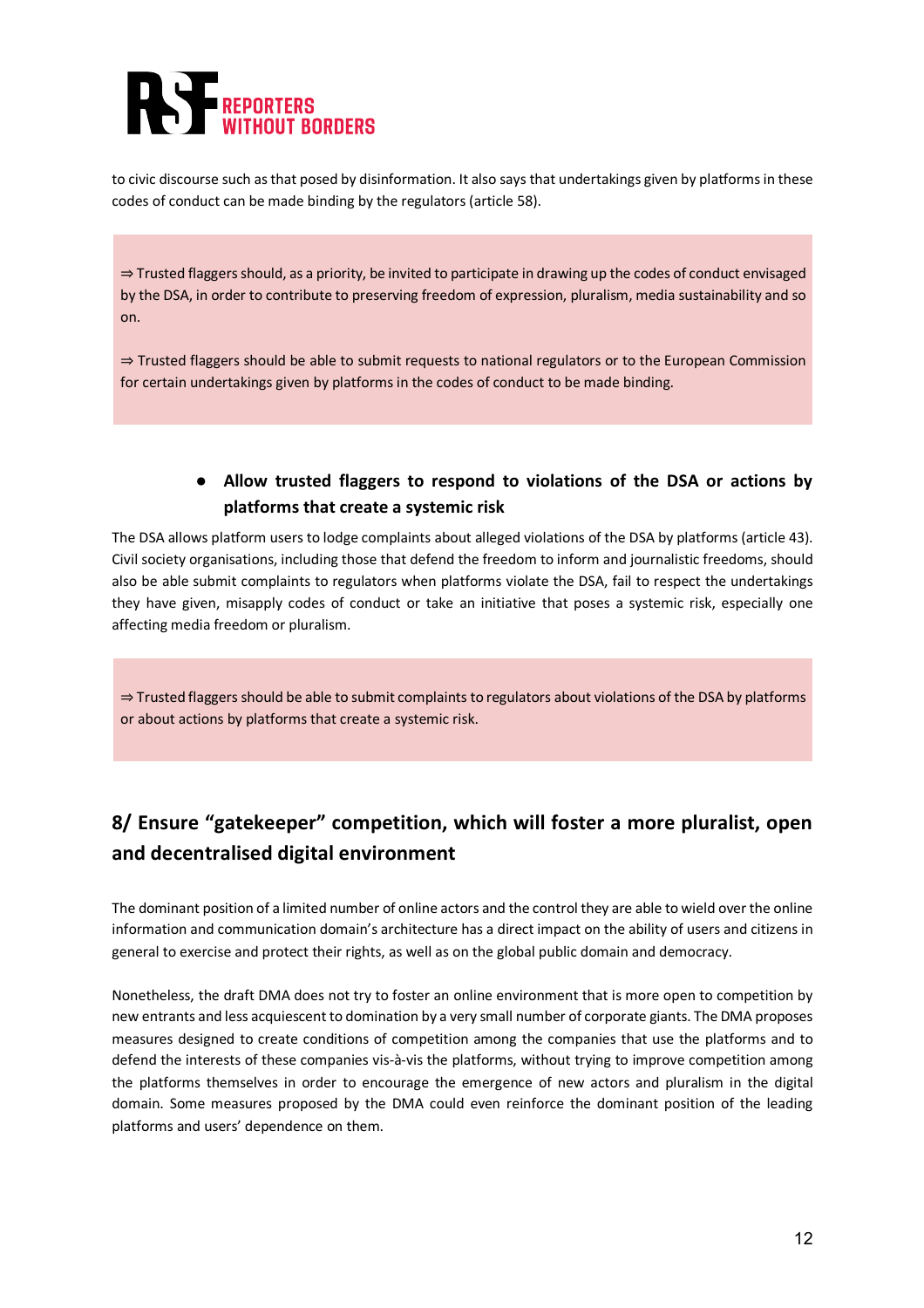to civic discourse such as that posed by disinformation. It also says that undertakings given by platforms in these codes of conduct can be made binding by the regulators (article 58).

> ⇒ Trusted flaggers should, as a priority, be invited to participate in drawing up the codes of conduct envisaged by the DSA, in order to contribute to preserving freedom of expression, pluralism, media sustainability and so on.
>
> ⇒ Trusted flaggers should be able to submit requests to national regulators or to the European Commission for certain undertakings given by platforms in the codes of conduct to be made binding.

- **Allow trusted flaggers to respond to violations of the DSA or actions by platforms that create a systemic risk**

The DSA allows platform users to lodge complaints about alleged violations of the DSA by platforms (article 43). Civil society organisations, including those that defend the freedom to inform and journalistic freedoms, should also be able submit complaints to regulators when platforms violate the DSA, fail to respect the undertakings they have given, misapply codes of conduct or take an initiative that poses a systemic risk, especially one affecting media freedom or pluralism.

> ⇒ Trusted flaggers should be able to submit complaints to regulators about violations of the DSA by platforms or about actions by platforms that create a systemic risk.

## 8/ Ensure "gatekeeper" competition, which will foster a more pluralist, open and decentralised digital environment

The dominant position of a limited number of online actors and the control they are able to wield over the online information and communication domain's architecture has a direct impact on the ability of users and citizens in general to exercise and protect their rights, as well as on the global public domain and democracy.

Nonetheless, the draft DMA does not try to foster an online environment that is more open to competition by new entrants and less acquiescent to domination by a very small number of corporate giants. The DMA proposes measures designed to create conditions of competition among the companies that use the platforms and to defend the interests of these companies vis-à-vis the platforms, without trying to improve competition among the platforms themselves in order to encourage the emergence of new actors and pluralism in the digital domain. Some measures proposed by the DMA could even reinforce the dominant position of the leading platforms and users' dependence on them.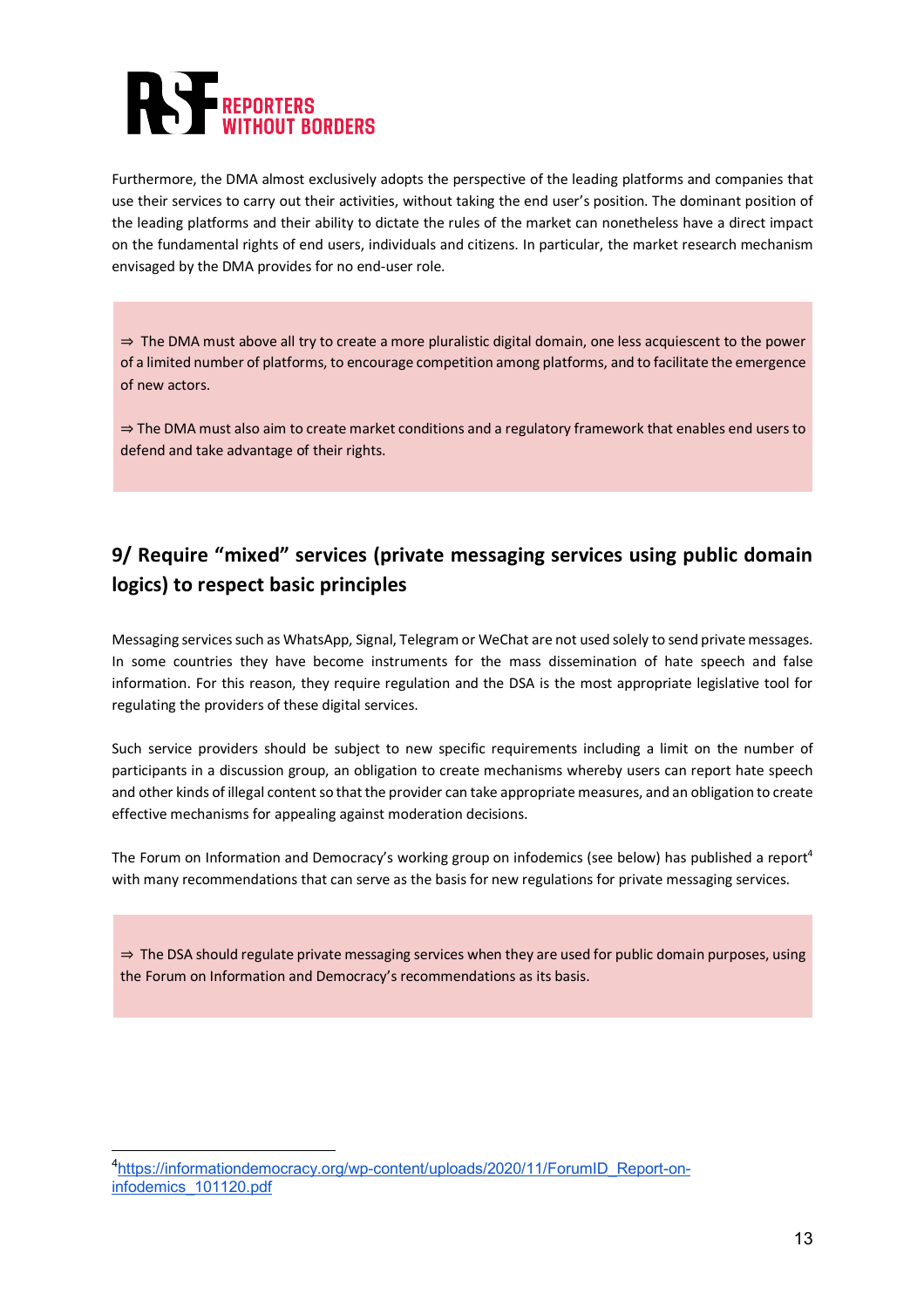Furthermore, the DMA almost exclusively adopts the perspective of the leading platforms and companies that use their services to carry out their activities, without taking the end user's position. The dominant position of the leading platforms and their ability to dictate the rules of the market can nonetheless have a direct impact on the fundamental rights of end users, individuals and citizens. In particular, the market research mechanism envisaged by the DMA provides for no end-user role.

⇒ The DMA must above all try to create a more pluralistic digital domain, one less acquiescent to the power of a limited number of platforms, to encourage competition among platforms, and to facilitate the emergence of new actors.

⇒ The DMA must also aim to create market conditions and a regulatory framework that enables end users to defend and take advantage of their rights.

## 9/ Require "mixed" services (private messaging services using public domain logics) to respect basic principles

Messaging services such as WhatsApp, Signal, Telegram or WeChat are not used solely to send private messages. In some countries they have become instruments for the mass dissemination of hate speech and false information. For this reason, they require regulation and the DSA is the most appropriate legislative tool for regulating the providers of these digital services.

Such service providers should be subject to new specific requirements including a limit on the number of participants in a discussion group, an obligation to create mechanisms whereby users can report hate speech and other kinds of illegal content so that the provider can take appropriate measures, and an obligation to create effective mechanisms for appealing against moderation decisions.

The Forum on Information and Democracy's working group on infodemics (see below) has published a report[4] with many recommendations that can serve as the basis for new regulations for private messaging services.

⇒ The DSA should regulate private messaging services when they are used for public domain purposes, using the Forum on Information and Democracy's recommendations as its basis.

---

[4] https://informationdemocracy.org/wp-content/uploads/2020/11/ForumID_Report-on-infodemics_101120.pdf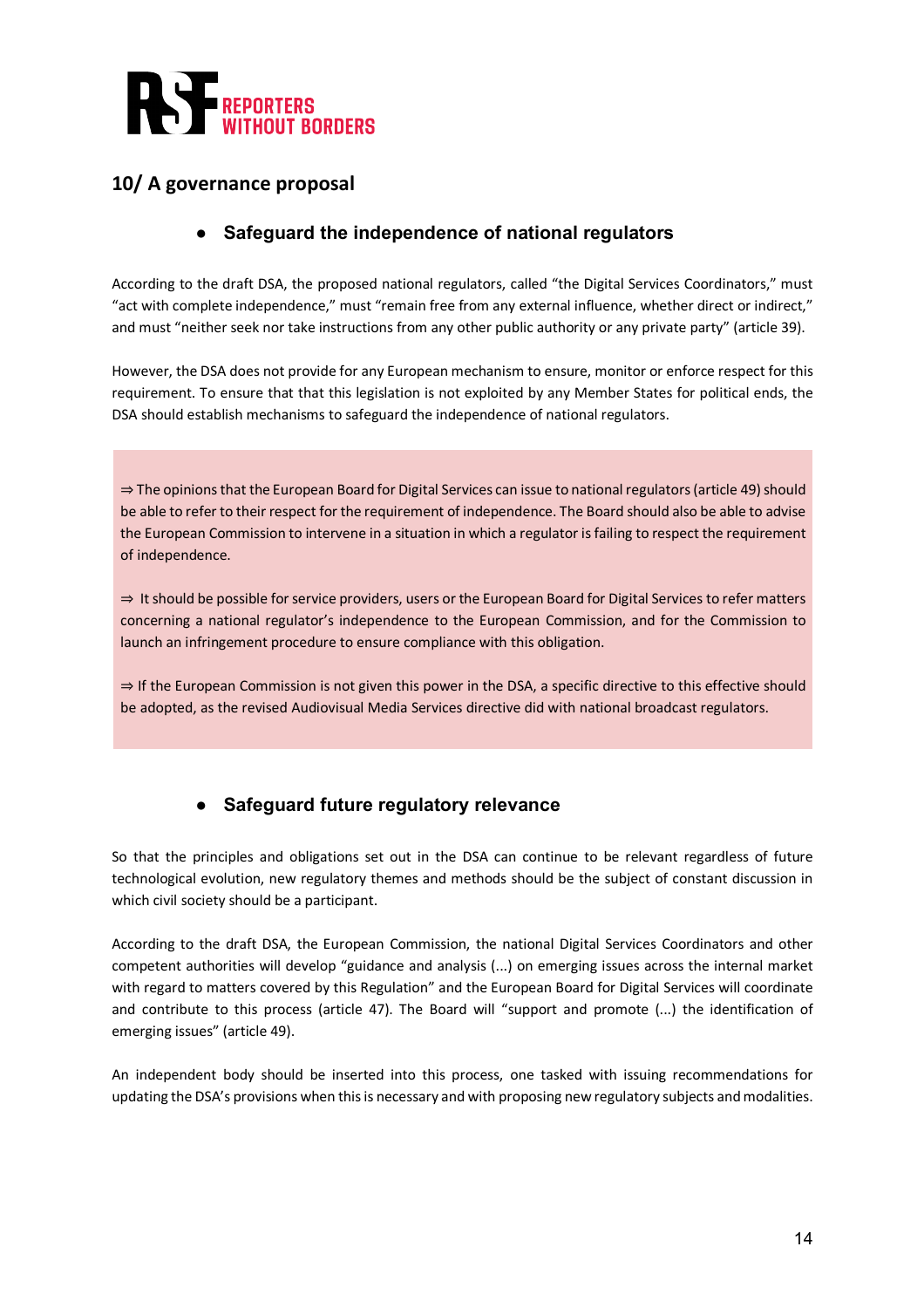## 10/ A governance proposal

### Safeguard the independence of national regulators

According to the draft DSA, the proposed national regulators, called "the Digital Services Coordinators," must "act with complete independence," must "remain free from any external influence, whether direct or indirect," and must "neither seek nor take instructions from any other public authority or any private party" (article 39).

However, the DSA does not provide for any European mechanism to ensure, monitor or enforce respect for this requirement. To ensure that that this legislation is not exploited by any Member States for political ends, the DSA should establish mechanisms to safeguard the independence of national regulators.

⇒ The opinions that the European Board for Digital Services can issue to national regulators (article 49) should be able to refer to their respect for the requirement of independence. The Board should also be able to advise the European Commission to intervene in a situation in which a regulator is failing to respect the requirement of independence.

⇒ It should be possible for service providers, users or the European Board for Digital Services to refer matters concerning a national regulator's independence to the European Commission, and for the Commission to launch an infringement procedure to ensure compliance with this obligation.

⇒ If the European Commission is not given this power in the DSA, a specific directive to this effective should be adopted, as the revised Audiovisual Media Services directive did with national broadcast regulators.

### Safeguard future regulatory relevance

So that the principles and obligations set out in the DSA can continue to be relevant regardless of future technological evolution, new regulatory themes and methods should be the subject of constant discussion in which civil society should be a participant.

According to the draft DSA, the European Commission, the national Digital Services Coordinators and other competent authorities will develop "guidance and analysis (...) on emerging issues across the internal market with regard to matters covered by this Regulation" and the European Board for Digital Services will coordinate and contribute to this process (article 47). The Board will "support and promote (...) the identification of emerging issues" (article 49).

An independent body should be inserted into this process, one tasked with issuing recommendations for updating the DSA's provisions when this is necessary and with proposing new regulatory subjects and modalities.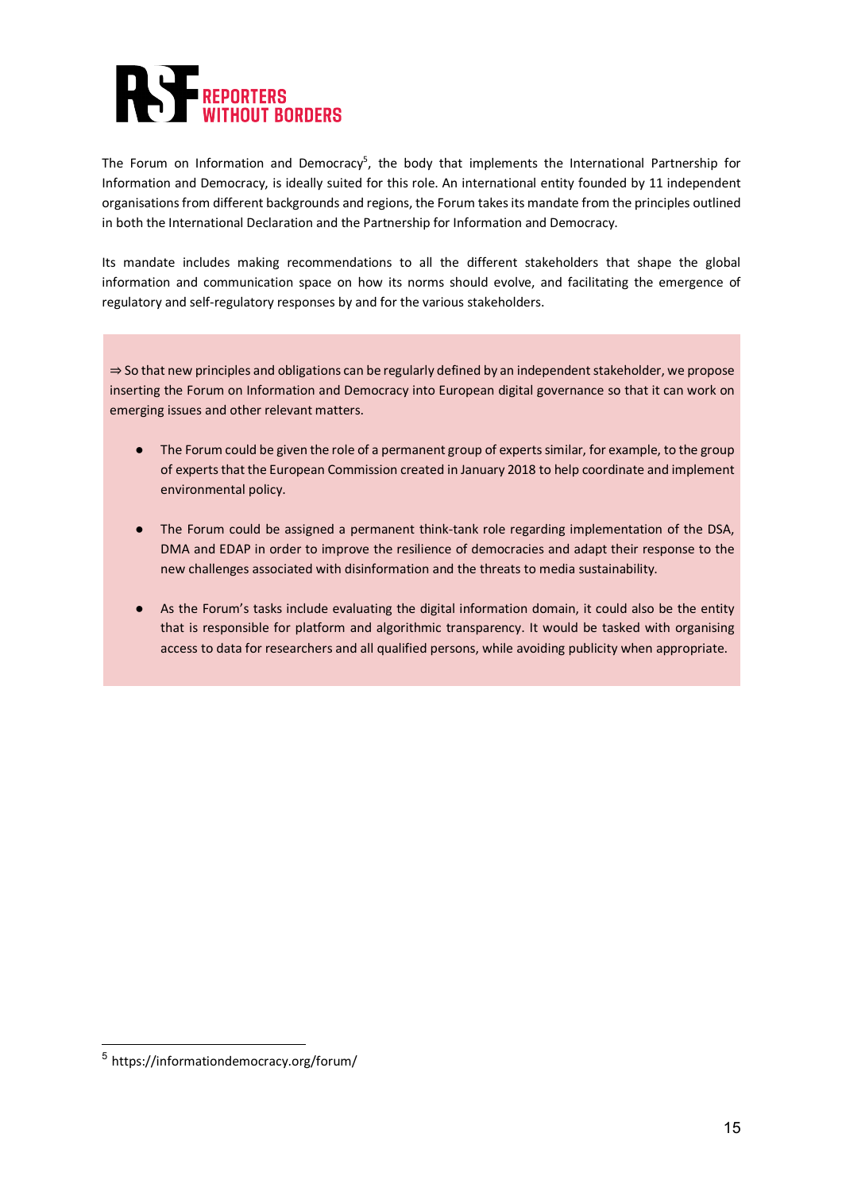The Forum on Information and Democracy[5], the body that implements the International Partnership for Information and Democracy, is ideally suited for this role. An international entity founded by 11 independent organisations from different backgrounds and regions, the Forum takes its mandate from the principles outlined in both the International Declaration and the Partnership for Information and Democracy.

Its mandate includes making recommendations to all the different stakeholders that shape the global information and communication space on how its norms should evolve, and facilitating the emergence of regulatory and self-regulatory responses by and for the various stakeholders.

⇒ So that new principles and obligations can be regularly defined by an independent stakeholder, we propose inserting the Forum on Information and Democracy into European digital governance so that it can work on emerging issues and other relevant matters.

- The Forum could be given the role of a permanent group of experts similar, for example, to the group of experts that the European Commission created in January 2018 to help coordinate and implement environmental policy.
- The Forum could be assigned a permanent think-tank role regarding implementation of the DSA, DMA and EDAP in order to improve the resilience of democracies and adapt their response to the new challenges associated with disinformation and the threats to media sustainability.
- As the Forum's tasks include evaluating the digital information domain, it could also be the entity that is responsible for platform and algorithmic transparency. It would be tasked with organising access to data for researchers and all qualified persons, while avoiding publicity when appropriate.

[5] https://informationdemocracy.org/forum/